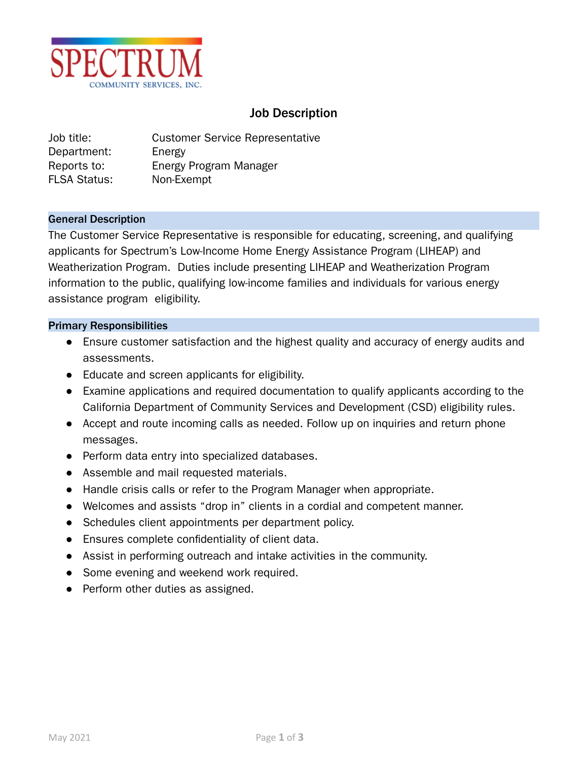SPECTRUM

COMMUNITY SERVICES, INC.

# Job Description

Job title: Customer Service Representative
Department: Energy
Reports to: Energy Program Manager
FLSA Status: Non-Exempt

## General Description

The Customer Service Representative is responsible for educating, screening, and qualifying applicants for Spectrum's Low-Income Home Energy Assistance Program (LIHEAP) and Weatherization Program. Duties include presenting LIHEAP and Weatherization Program information to the public, qualifying low-income families and individuals for various energy assistance program eligibility.

## Primary Responsibilities

- Ensure customer satisfaction and the highest quality and accuracy of energy audits and assessments.
- Educate and screen applicants for eligibility.
- Examine applications and required documentation to qualify applicants according to the California Department of Community Services and Development (CSD) eligibility rules.
- Accept and route incoming calls as needed. Follow up on inquiries and return phone messages.
- Perform data entry into specialized databases.
- Assemble and mail requested materials.
- Handle crisis calls or refer to the Program Manager when appropriate.
- Welcomes and assists "drop in" clients in a cordial and competent manner.
- Schedules client appointments per department policy.
- Ensures complete confidentiality of client data.
- Assist in performing outreach and intake activities in the community.
- Some evening and weekend work required.
- Perform other duties as assigned.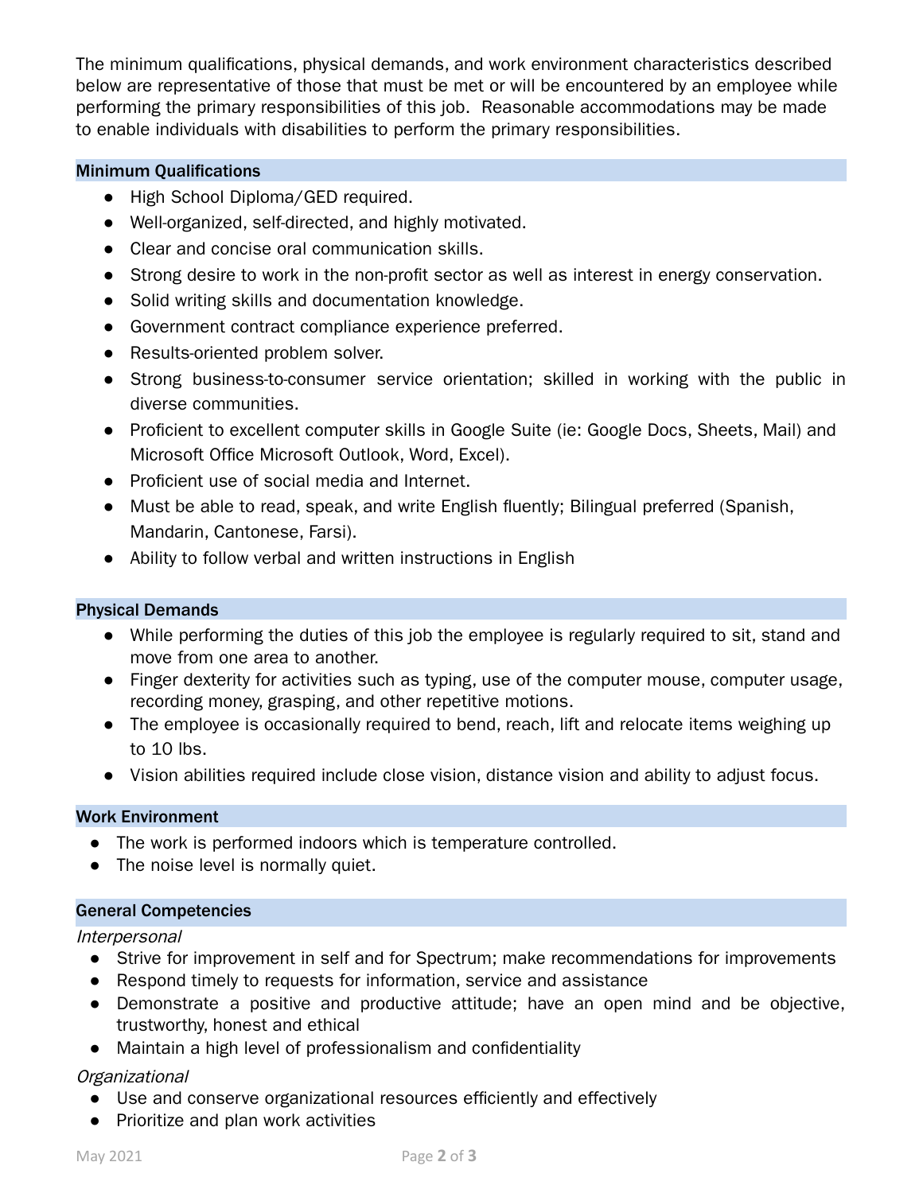The minimum qualifications, physical demands, and work environment characteristics described below are representative of those that must be met or will be encountered by an employee while performing the primary responsibilities of this job. Reasonable accommodations may be made to enable individuals with disabilities to perform the primary responsibilities.

## Minimum Qualifications

- High School Diploma/GED required.
- Well-organized, self-directed, and highly motivated.
- Clear and concise oral communication skills.
- Strong desire to work in the non-profit sector as well as interest in energy conservation.
- Solid writing skills and documentation knowledge.
- Government contract compliance experience preferred.
- Results-oriented problem solver.
- Strong business-to-consumer service orientation; skilled in working with the public in diverse communities.
- Proficient to excellent computer skills in Google Suite (ie: Google Docs, Sheets, Mail) and Microsoft Office Microsoft Outlook, Word, Excel).
- Proficient use of social media and Internet.
- Must be able to read, speak, and write English fluently; Bilingual preferred (Spanish, Mandarin, Cantonese, Farsi).
- Ability to follow verbal and written instructions in English

## Physical Demands

- While performing the duties of this job the employee is regularly required to sit, stand and move from one area to another.
- Finger dexterity for activities such as typing, use of the computer mouse, computer usage, recording money, grasping, and other repetitive motions.
- The employee is occasionally required to bend, reach, lift and relocate items weighing up to 10 lbs.
- Vision abilities required include close vision, distance vision and ability to adjust focus.

## Work Environment

- The work is performed indoors which is temperature controlled.
- The noise level is normally quiet.

## General Competencies

*Interpersonal*

- Strive for improvement in self and for Spectrum; make recommendations for improvements
- Respond timely to requests for information, service and assistance
- Demonstrate a positive and productive attitude; have an open mind and be objective, trustworthy, honest and ethical
- Maintain a high level of professionalism and confidentiality

*Organizational*

- Use and conserve organizational resources efficiently and effectively
- Prioritize and plan work activities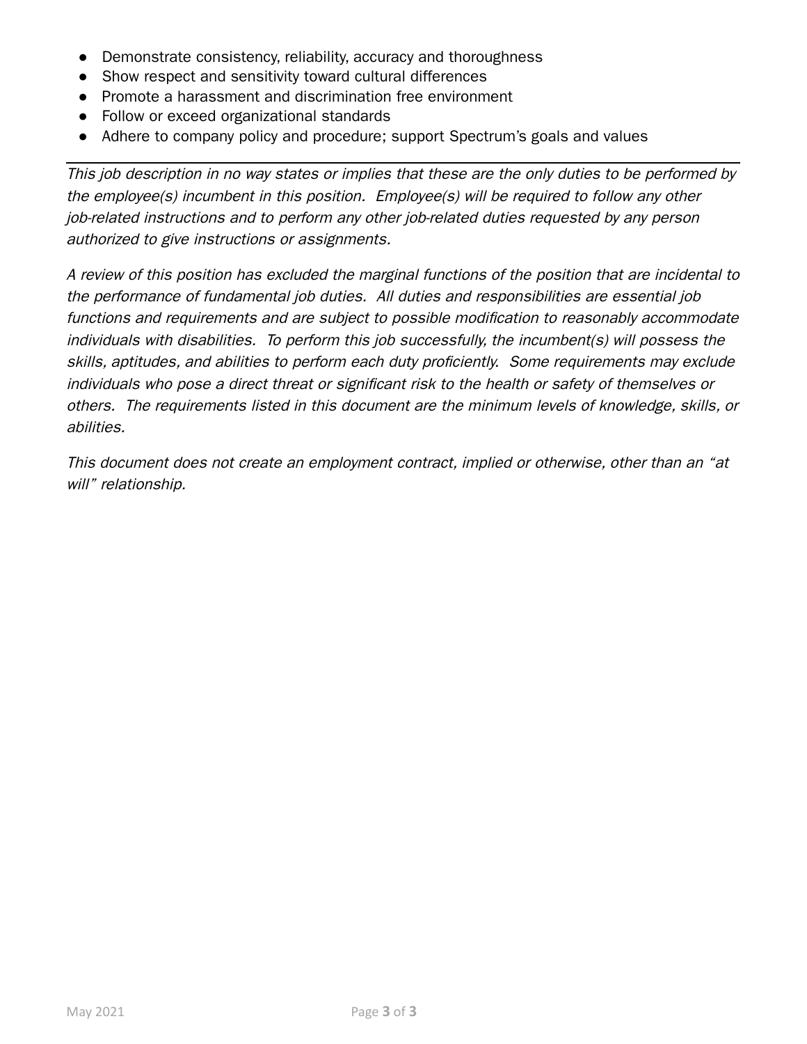- Demonstrate consistency, reliability, accuracy and thoroughness
- Show respect and sensitivity toward cultural differences
- Promote a harassment and discrimination free environment
- Follow or exceed organizational standards
- Adhere to company policy and procedure; support Spectrum's goals and values

---

*This job description in no way states or implies that these are the only duties to be performed by the employee(s) incumbent in this position. Employee(s) will be required to follow any other job-related instructions and to perform any other job-related duties requested by any person authorized to give instructions or assignments.*

*A review of this position has excluded the marginal functions of the position that are incidental to the performance of fundamental job duties. All duties and responsibilities are essential job functions and requirements and are subject to possible modification to reasonably accommodate individuals with disabilities. To perform this job successfully, the incumbent(s) will possess the skills, aptitudes, and abilities to perform each duty proficiently. Some requirements may exclude individuals who pose a direct threat or significant risk to the health or safety of themselves or others. The requirements listed in this document are the minimum levels of knowledge, skills, or abilities.*

*This document does not create an employment contract, implied or otherwise, other than an "at will" relationship.*